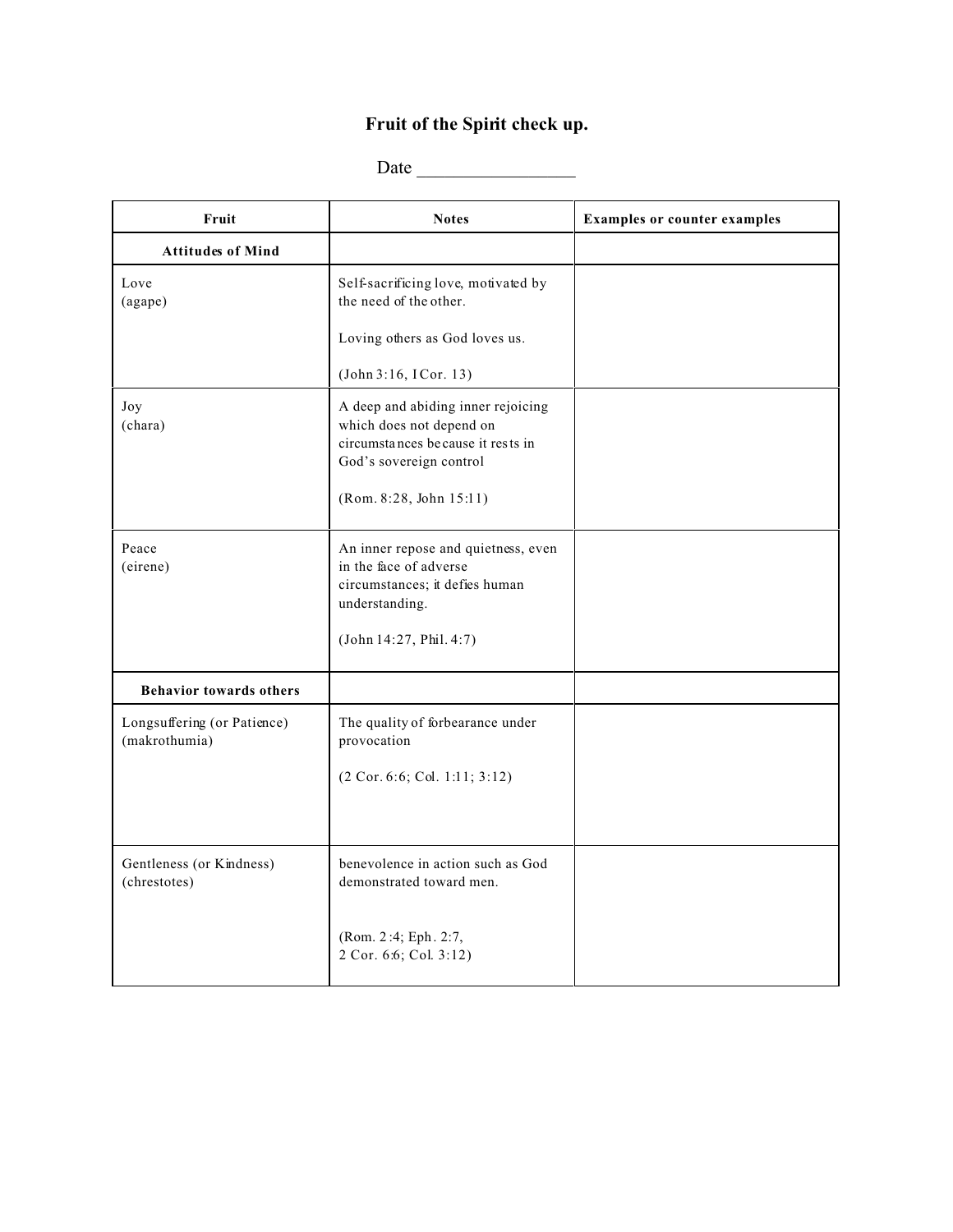# Fruit of the Spirit check up.

Date _________________

| Fruit | Notes | Examples or counter examples |
|---|---|---|
| **Attitudes of Mind** | | |
| Love<br>(agape) | Self-sacrificing love, motivated by the need of the other.<br><br>Loving others as God loves us.<br><br>(John 3:16, I Cor. 13) | |
| Joy<br>(chara) | A deep and abiding inner rejoicing which does not depend on circumstances because it rests in God's sovereign control<br><br>(Rom. 8:28, John 15:11) | |
| Peace<br>(eirene) | An inner repose and quietness, even in the face of adverse circumstances; it defies human understanding.<br><br>(John 14:27, Phil. 4:7) | |
| **Behavior towards others** | | |
| Longsuffering (or Patience)<br>(makrothumia) | The quality of forbearance under provocation<br><br>(2 Cor. 6:6; Col. 1:11; 3:12) | |
| Gentleness (or Kindness)<br>(chrestotes) | benevolence in action such as God demonstrated toward men.<br><br>(Rom. 2:4; Eph. 2:7,<br>2 Cor. 6:6; Col. 3:12) | |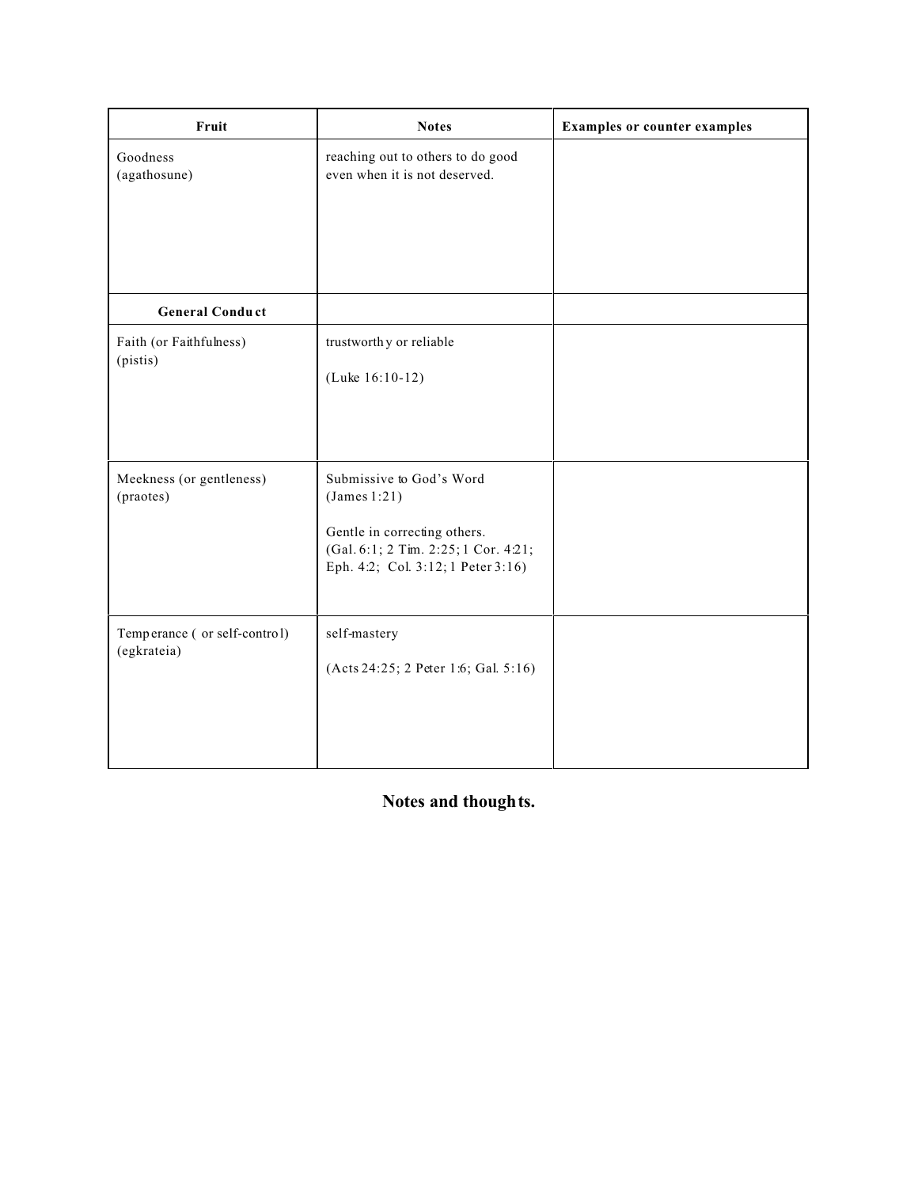| Fruit | Notes | Examples or counter examples |
|---|---|---|
| Goodness (agathosune) | reaching out to others to do good even when it is not deserved. | |
| **General Conduct** | | |
| Faith (or Faithfulness) (pistis) | trustworthy or reliable<br><br>(Luke 16:10-12) | |
| Meekness (or gentleness) (praotes) | Submissive to God's Word (James 1:21)<br><br>Gentle in correcting others. (Gal. 6:1; 2 Tim. 2:25; 1 Cor. 4:21; Eph. 4:2; Col. 3:12; 1 Peter 3:16) | |
| Temperance ( or self-control) (egkrateia) | self-mastery<br><br>(Acts 24:25; 2 Peter 1:6; Gal. 5:16) | |

**Notes and thoughts.**